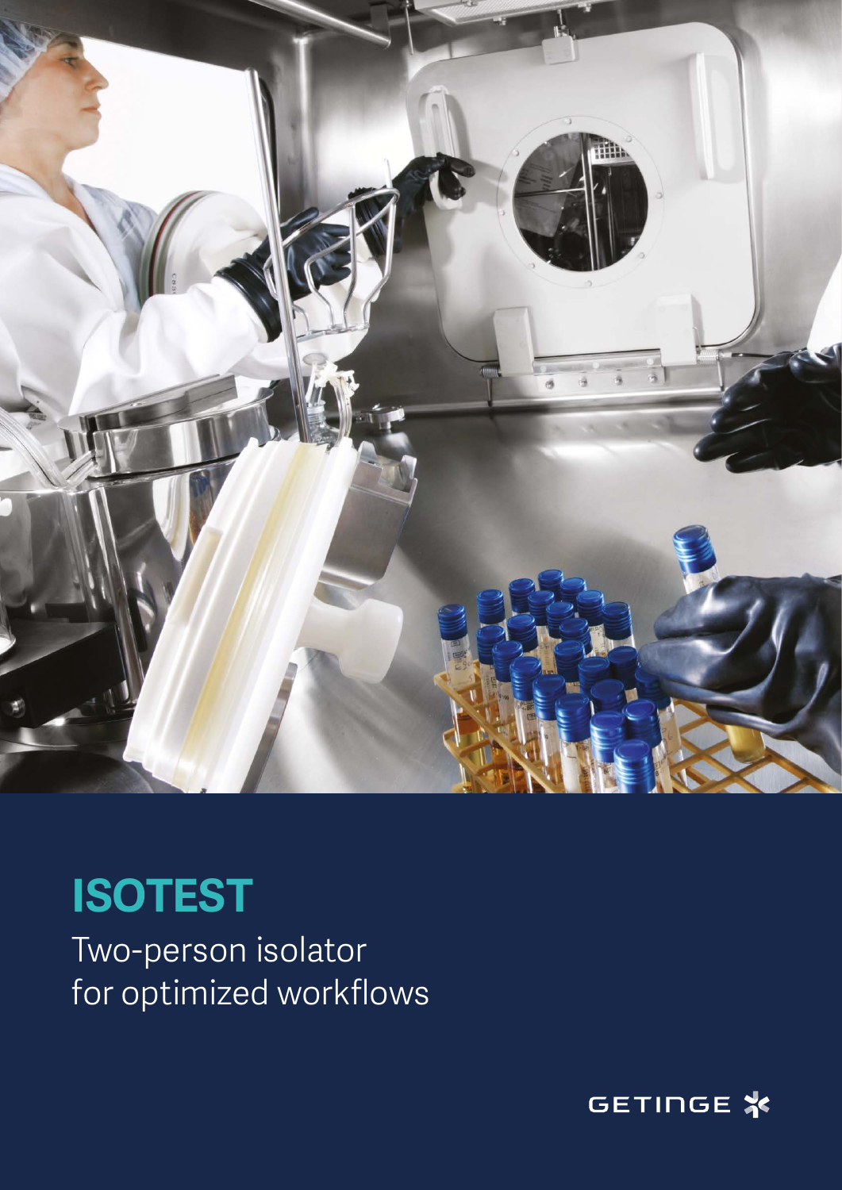# ISOTEST

Two-person isolator
for optimized workflows

GETINGE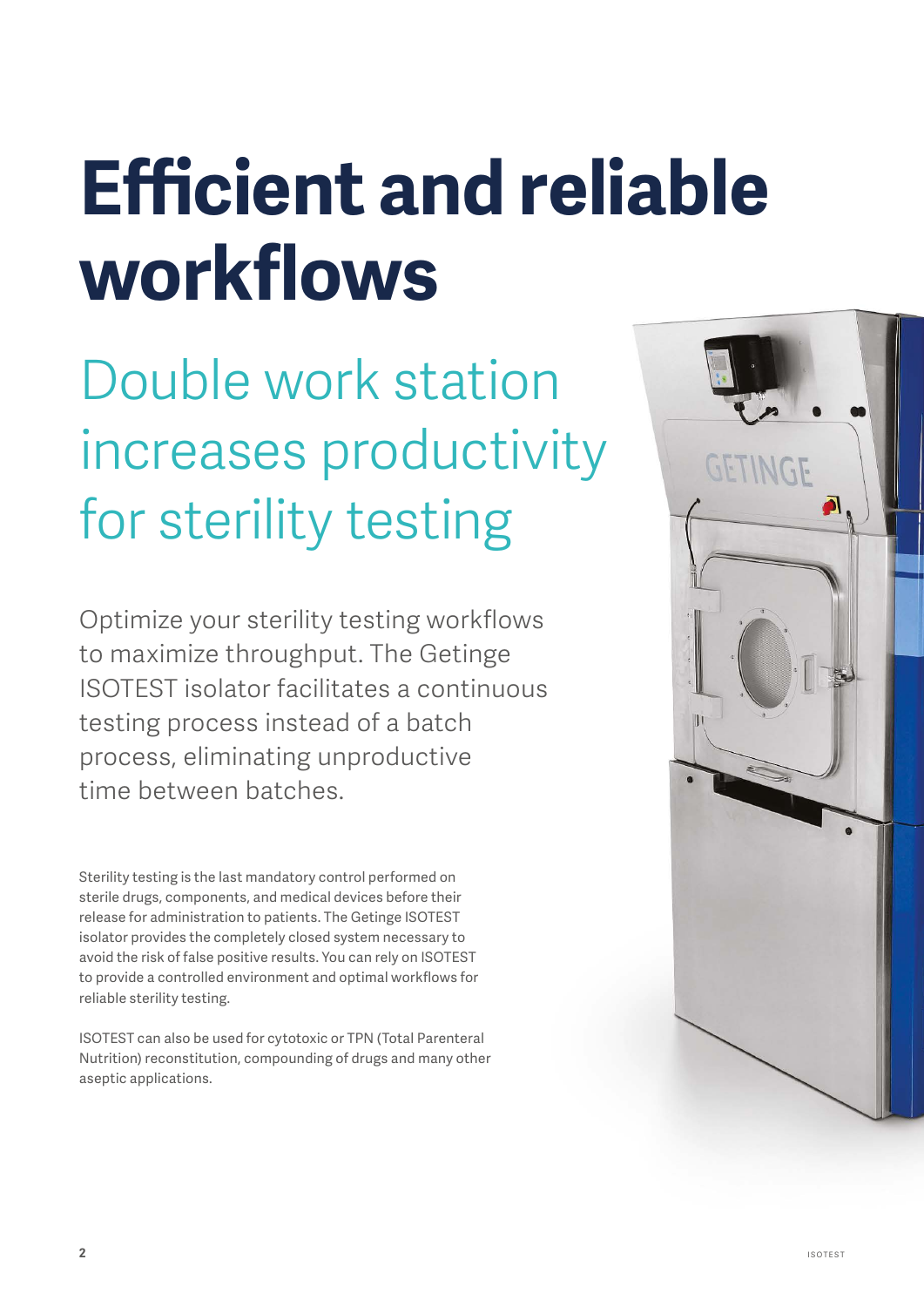# Efficient and reliable workflows

## Double work station increases productivity for sterility testing

Optimize your sterility testing workflows to maximize throughput. The Getinge ISOTEST isolator facilitates a continuous testing process instead of a batch process, eliminating unproductive time between batches.

Sterility testing is the last mandatory control performed on sterile drugs, components, and medical devices before their release for administration to patients. The Getinge ISOTEST isolator provides the completely closed system necessary to avoid the risk of false positive results. You can rely on ISOTEST to provide a controlled environment and optimal workflows for reliable sterility testing.

ISOTEST can also be used for cytotoxic or TPN (Total Parenteral Nutrition) reconstitution, compounding of drugs and many other aseptic applications.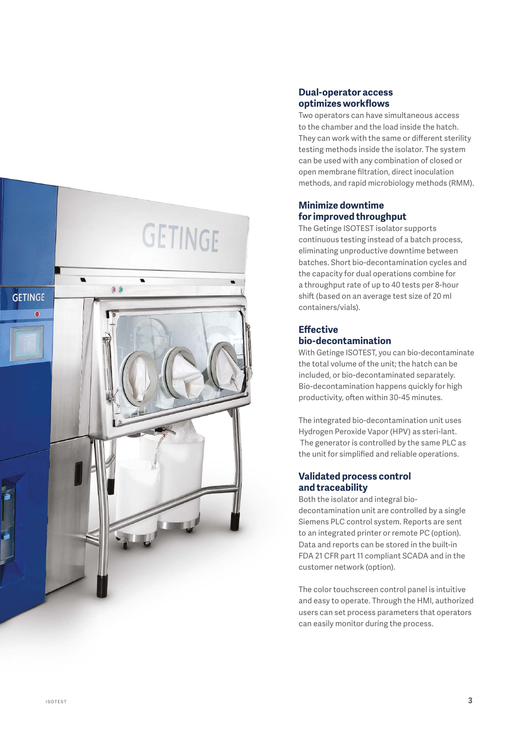## Dual-operator access optimizes workflows

Two operators can have simultaneous access to the chamber and the load inside the hatch. They can work with the same or different sterility testing methods inside the isolator. The system can be used with any combination of closed or open membrane filtration, direct inoculation methods, and rapid microbiology methods (RMM).

## Minimize downtime for improved throughput

The Getinge ISOTEST isolator supports continuous testing instead of a batch process, eliminating unproductive downtime between batches. Short bio-decontamination cycles and the capacity for dual operations combine for a throughput rate of up to 40 tests per 8-hour shift (based on an average test size of 20 ml containers/vials).

## Effective bio-decontamination

With Getinge ISOTEST, you can bio-decontaminate the total volume of the unit; the hatch can be included, or bio-decontaminated separately. Bio-decontamination happens quickly for high productivity, often within 30-45 minutes.

The integrated bio-decontamination unit uses Hydrogen Peroxide Vapor (HPV) as steri-lant. The generator is controlled by the same PLC as the unit for simplified and reliable operations.

## Validated process control and traceability

Both the isolator and integral bio-decontamination unit are controlled by a single Siemens PLC control system. Reports are sent to an integrated printer or remote PC (option). Data and reports can be stored in the built-in FDA 21 CFR part 11 compliant SCADA and in the customer network (option).

The color touchscreen control panel is intuitive and easy to operate. Through the HMI, authorized users can set process parameters that operators can easily monitor during the process.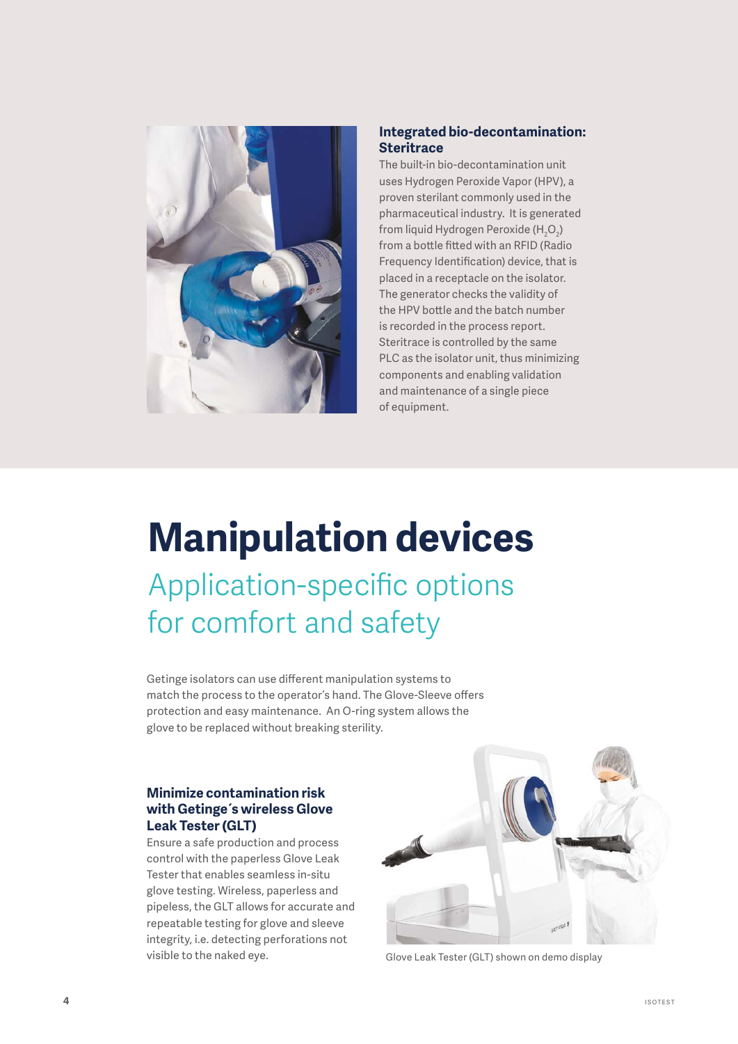### Integrated bio-decontamination: Steritrace

The built-in bio-decontamination unit uses Hydrogen Peroxide Vapor (HPV), a proven sterilant commonly used in the pharmaceutical industry. It is generated from liquid Hydrogen Peroxide ($H_2O_2$) from a bottle fitted with an RFID (Radio Frequency Identification) device, that is placed in a receptacle on the isolator. The generator checks the validity of the HPV bottle and the batch number is recorded in the process report. Steritrace is controlled by the same PLC as the isolator unit, thus minimizing components and enabling validation and maintenance of a single piece of equipment.

# Manipulation devices

## Application-specific options for comfort and safety

Getinge isolators can use different manipulation systems to match the process to the operator's hand. The Glove-Sleeve offers protection and easy maintenance. An O-ring system allows the glove to be replaced without breaking sterility.

### Minimize contamination risk with Getinge´s wireless Glove Leak Tester (GLT)

Ensure a safe production and process control with the paperless Glove Leak Tester that enables seamless in-situ glove testing. Wireless, paperless and pipeless, the GLT allows for accurate and repeatable testing for glove and sleeve integrity, i.e. detecting perforations not visible to the naked eye.

Glove Leak Tester (GLT) shown on demo display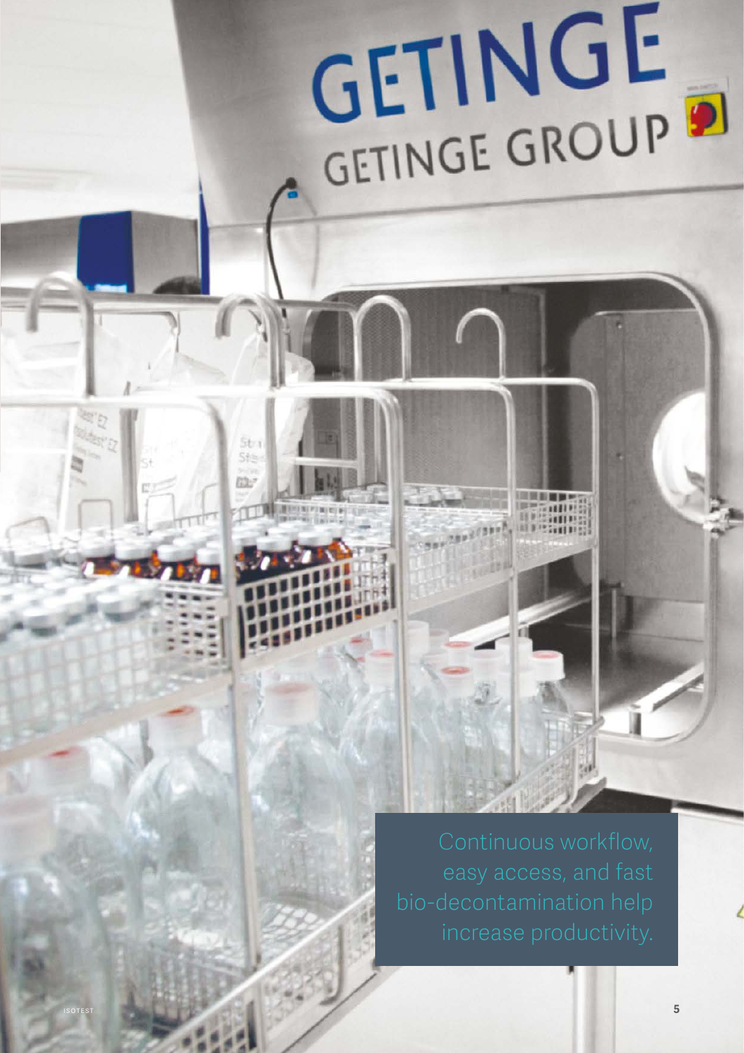Continuous workflow, easy access, and fast bio-decontamination help increase productivity.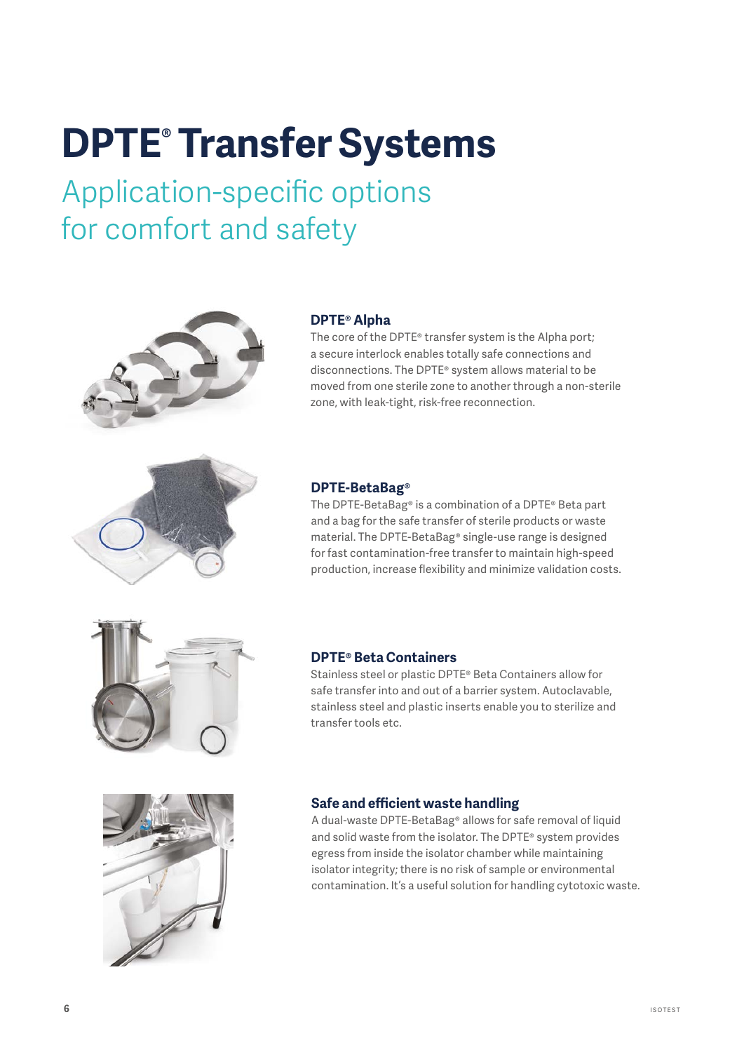# DPTE® Transfer Systems

## Application-specific options for comfort and safety

### DPTE® Alpha

The core of the DPTE® transfer system is the Alpha port; a secure interlock enables totally safe connections and disconnections. The DPTE® system allows material to be moved from one sterile zone to another through a non-sterile zone, with leak-tight, risk-free reconnection.

### DPTE-BetaBag®

The DPTE-BetaBag® is a combination of a DPTE® Beta part and a bag for the safe transfer of sterile products or waste material. The DPTE-BetaBag® single-use range is designed for fast contamination-free transfer to maintain high-speed production, increase flexibility and minimize validation costs.

### DPTE® Beta Containers

Stainless steel or plastic DPTE® Beta Containers allow for safe transfer into and out of a barrier system. Autoclavable, stainless steel and plastic inserts enable you to sterilize and transfer tools etc.

### Safe and efficient waste handling

A dual-waste DPTE-BetaBag® allows for safe removal of liquid and solid waste from the isolator. The DPTE® system provides egress from inside the isolator chamber while maintaining isolator integrity; there is no risk of sample or environmental contamination. It's a useful solution for handling cytotoxic waste.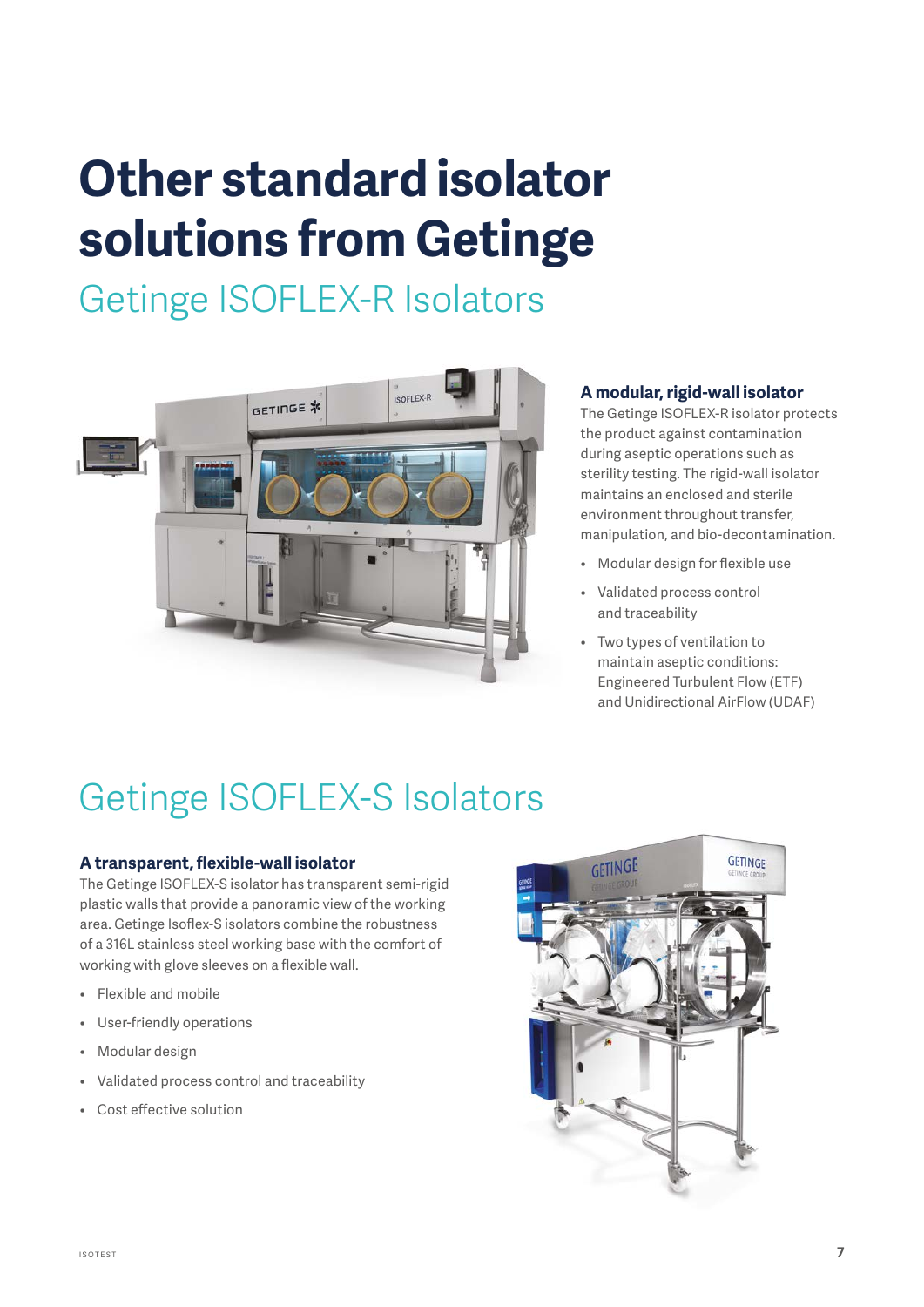# Other standard isolator solutions from Getinge

## Getinge ISOFLEX-R Isolators

### A modular, rigid-wall isolator

The Getinge ISOFLEX-R isolator protects the product against contamination during aseptic operations such as sterility testing. The rigid-wall isolator maintains an enclosed and sterile environment throughout transfer, manipulation, and bio-decontamination.

- Modular design for flexible use
- Validated process control and traceability
- Two types of ventilation to maintain aseptic conditions: Engineered Turbulent Flow (ETF) and Unidirectional AirFlow (UDAF)

## Getinge ISOFLEX-S Isolators

### A transparent, flexible-wall isolator

The Getinge ISOFLEX-S isolator has transparent semi-rigid plastic walls that provide a panoramic view of the working area. Getinge Isoflex-S isolators combine the robustness of a 316L stainless steel working base with the comfort of working with glove sleeves on a flexible wall.

- Flexible and mobile
- User-friendly operations
- Modular design
- Validated process control and traceability
- Cost effective solution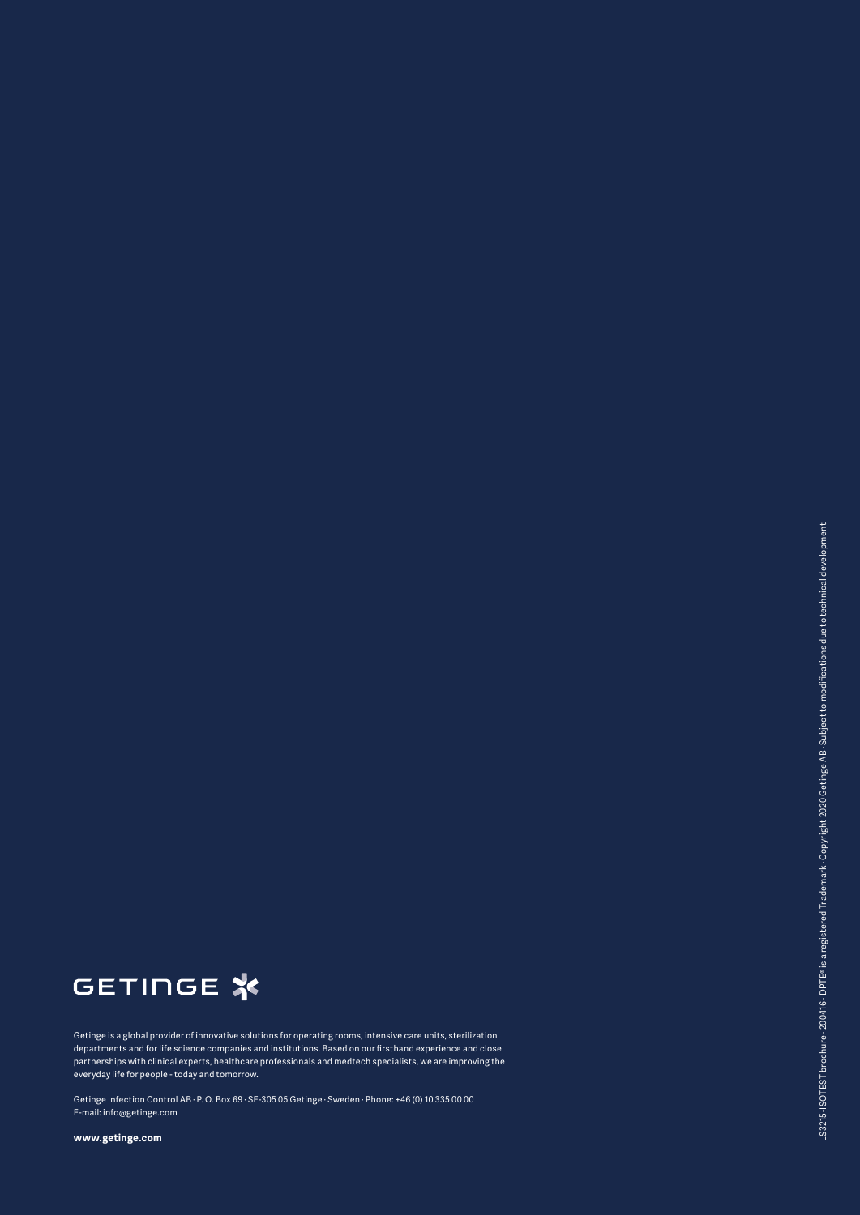GETINGE

Getinge is a global provider of innovative solutions for operating rooms, intensive care units, sterilization departments and for life science companies and institutions. Based on our firsthand experience and close partnerships with clinical experts, healthcare professionals and medtech specialists, we are improving the everyday life for people - today and tomorrow.

Getinge Infection Control AB · P. O. Box 69 · SE-305 05 Getinge · Sweden · Phone: +46 (0) 10 335 00 00
E-mail: info@getinge.com

**www.getinge.com**

LS3215-ISOTEST brochure · 200416 · DPTE® is a registered Trademark · Copyright 2020 Getinge AB · Subject to modifications due to technical development